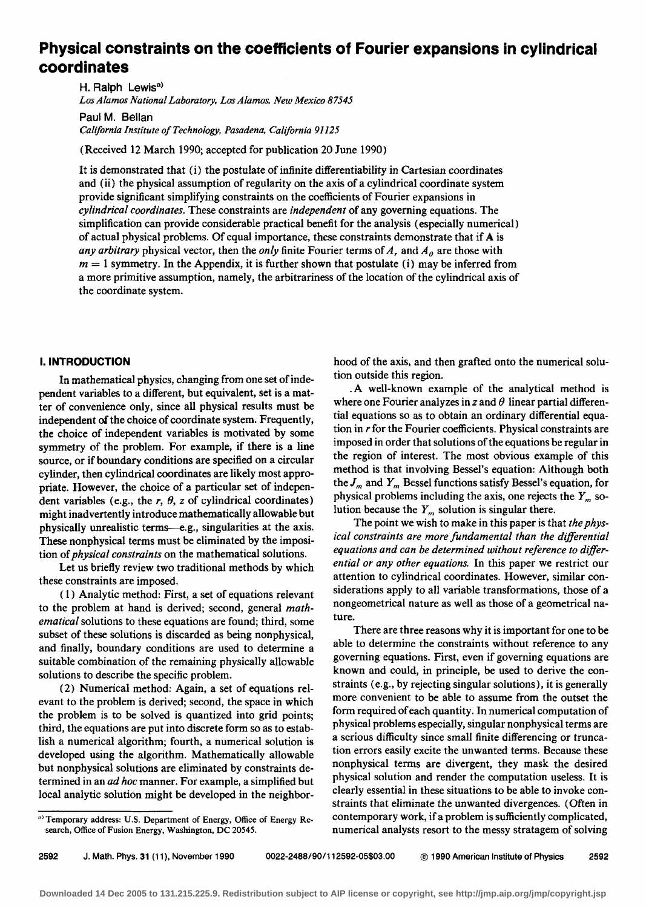# Physical constraints on the coefficients of Fourier expansions in cylindrical coordinates

H. Ralph Lewis[a]
*Los Alamos National Laboratory, Los Alamos, New Mexico 87545*

Paul M. Bellan
*California Institute of Technology, Pasadena, California 91125*

(Received 12 March 1990; accepted for publication 20 June 1990)

It is demonstrated that (i) the postulate of infinite differentiability in Cartesian coordinates and (ii) the physical assumption of regularity on the axis of a cylindrical coordinate system provide significant simplifying constraints on the coefficients of Fourier expansions in *cylindrical coordinates*. These constraints are *independent* of any governing equations. The simplification can provide considerable practical benefit for the analysis (especially numerical) of actual physical problems. Of equal importance, these constraints demonstrate that if **A** is *any arbitrary* physical vector, then the *only* finite Fourier terms of $A_r$ and $A_\theta$ are those with $m = 1$ symmetry. In the Appendix, it is further shown that postulate (i) may be inferred from a more primitive assumption, namely, the arbitrariness of the location of the cylindrical axis of the coordinate system.

## I. INTRODUCTION

In mathematical physics, changing from one set of independent variables to a different, but equivalent, set is a matter of convenience only, since all physical results must be independent of the choice of coordinate system. Frequently, the choice of independent variables is motivated by some symmetry of the problem. For example, if there is a line source, or if boundary conditions are specified on a circular cylinder, then cylindrical coordinates are likely most appropriate. However, the choice of a particular set of independent variables (e.g., the $r$, $\theta$, $z$ of cylindrical coordinates) might inadvertently introduce mathematically allowable but physically unrealistic terms—e.g., singularities at the axis. These nonphysical terms must be eliminated by the imposition of *physical constraints* on the mathematical solutions.

Let us briefly review two traditional methods by which these constraints are imposed.

(1) Analytic method: First, a set of equations relevant to the problem at hand is derived; second, general *mathematical* solutions to these equations are found; third, some subset of these solutions is discarded as being nonphysical, and finally, boundary conditions are used to determine a suitable combination of the remaining physically allowable solutions to describe the specific problem.

(2) Numerical method: Again, a set of equations relevant to the problem is derived; second, the space in which the problem is to be solved is quantized into grid points; third, the equations are put into discrete form so as to establish a numerical algorithm; fourth, a numerical solution is developed using the algorithm. Mathematically allowable but nonphysical solutions are eliminated by constraints determined in an *ad hoc* manner. For example, a simplified but local analytic solution might be developed in the neighborhood of the axis, and then grafted onto the numerical solution outside this region.

A well-known example of the analytical method is where one Fourier analyzes in $z$ and $\theta$ linear partial differential equations so as to obtain an ordinary differential equation in $r$ for the Fourier coefficients. Physical constraints are imposed in order that solutions of the equations be regular in the region of interest. The most obvious example of this method is that involving Bessel's equation: Although both the $J_m$ and $Y_m$ Bessel functions satisfy Bessel's equation, for physical problems including the axis, one rejects the $Y_m$ solution because the $Y_m$ solution is singular there.

The point we wish to make in this paper is that *the physical constraints are more fundamental than the differential equations and can be determined without reference to differential or any other equations.* In this paper we restrict our attention to cylindrical coordinates. However, similar considerations apply to all variable transformations, those of a nongeometrical nature as well as those of a geometrical nature.

There are three reasons why it is important for one to be able to determine the constraints without reference to any governing equations. First, even if governing equations are known and could, in principle, be used to derive the constraints (e.g., by rejecting singular solutions), it is generally more convenient to be able to assume from the outset the form required of each quantity. In numerical computation of physical problems especially, singular nonphysical terms are a serious difficulty since small finite differencing or truncation errors easily excite the unwanted terms. Because these nonphysical terms are divergent, they mask the desired physical solution and render the computation useless. It is clearly essential in these situations to be able to invoke constraints that eliminate the unwanted divergences. (Often in contemporary work, if a problem is sufficiently complicated, numerical analysts resort to the messy stratagem of solving

[a] Temporary address: U.S. Department of Energy, Office of Energy Research, Office of Fusion Energy, Washington, DC 20545.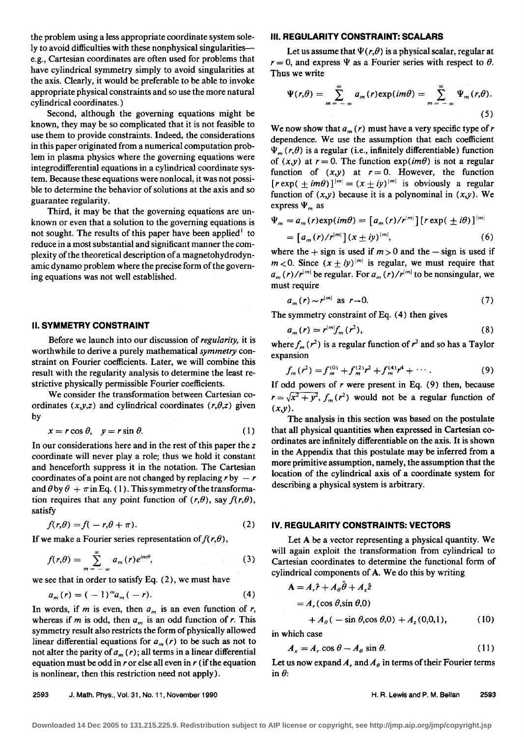the problem using a less appropriate coordinate system solely to avoid difficulties with these nonphysical singularities—e.g., Cartesian coordinates are often used for problems that have cylindrical symmetry simply to avoid singularities at the axis. Clearly, it would be preferable to be able to invoke appropriate physical constraints and so use the more natural cylindrical coordinates.)

Second, although the governing equations might be known, they may be so complicated that it is not feasible to use them to provide constraints. Indeed, the considerations in this paper originated from a numerical computation problem in plasma physics where the governing equations were integrodifferential equations in a cylindrical coordinate system. Because these equations were nonlocal, it was not possible to determine the behavior of solutions at the axis and so guarantee regularity.

Third, it may be that the governing equations are unknown or even that a solution to the governing equations is not sought. The results of this paper have been applied[1] to reduce in a most substantial and significant manner the complexity of the theoretical description of a magnetohydrodynamic dynamo problem where the precise form of the governing equations was not well established.

## II. SYMMETRY CONSTRAINT

Before we launch into our discussion of *regularity*, it is worthwhile to derive a purely mathematical *symmetry* constraint on Fourier coefficients. Later, we will combine this result with the regularity analysis to determine the least restrictive physically permissible Fourier coefficients.

We consider the transformation between Cartesian coordinates $(x,y,z)$ and cylindrical coordinates $(r,\theta,z)$ given by

$$x = r\cos\theta, \quad y = r\sin\theta. \tag{1}$$

In our considerations here and in the rest of this paper the $z$ coordinate will never play a role; thus we hold it constant and henceforth suppress it in the notation. The Cartesian coordinates of a point are not changed by replacing $r$ by $-r$ and $\theta$ by $\theta + \pi$ in Eq. (1). This symmetry of the transformation requires that any point function of $(r,\theta)$, say $f(r,\theta)$, satisfy

$$f(r,\theta) = f(-r,\theta+\pi). \tag{2}$$

If we make a Fourier series representation of $f(r,\theta)$,

$$f(r,\theta) = \sum_{m=-\infty}^{\infty} a_m(r) e^{im\theta}, \tag{3}$$

we see that in order to satisfy Eq. (2), we must have

$$a_m(r) = (-1)^m a_m(-r). \tag{4}$$

In words, if $m$ is even, then $a_m$ is an even function of $r$, whereas if $m$ is odd, then $a_m$ is an odd function of $r$. This symmetry result also restricts the form of physically allowed linear differential equations for $a_m(r)$ to be such as not to not alter the parity of $a_m(r)$; all terms in a linear differential equation must be odd in $r$ or else all even in $r$ (if the equation is nonlinear, then this restriction need not apply).

## III. REGULARITY CONSTRAINT: SCALARS

Let us assume that $\Psi(r,\theta)$ is a physical scalar, regular at $r=0$, and express $\Psi$ as a Fourier series with respect to $\theta$. Thus we write

$$\Psi(r,\theta) = \sum_{m=-\infty}^{\infty} a_m(r)\exp(im\theta) = \sum_{m=-\infty}^{\infty} \Psi_m(r,\theta). \tag{5}$$

We now show that $a_m(r)$ must have a very specific type of $r$ dependence. We use the assumption that each coefficient $\Psi_m(r,\theta)$ is a regular (i.e., infinitely differentiable) function of $(x,y)$ at $r=0$. The function $\exp(im\theta)$ is not a regular function of $(x,y)$ at $r=0$. However, the function $[r\exp(\pm im\theta)]^{|m|} = (x \pm iy)^{|m|}$ is obviously a regular function of $(x,y)$ because it is a polynominal in $(x,y)$. We express $\Psi_m$ as

$$\Psi_m = a_m(r)\exp(im\theta) = [a_m(r)/r^{|m|}][r\exp(\pm i\theta)]^{|m|}$$
$$= [a_m(r)/r^{|m|}](x \pm iy)^{|m|}, \tag{6}$$

where the + sign is used if $m>0$ and the − sign is used if $m<0$. Since $(x \pm iy)^{|m|}$ is regular, we must require that $a_m(r)/r^{|m|}$ be regular. For $a_m(r)/r^{|m|}$ to be nonsingular, we must require

$$a_m(r) \sim r^{|m|} \text{ as } r \to 0. \tag{7}$$

The symmetry constraint of Eq. (4) then gives

$$a_m(r) = r^{|m|} f_m(r^2), \tag{8}$$

where $f_m(r^2)$ is a regular function of $r^2$ and so has a Taylor expansion

$$f_m(r^2) = f_m^{(0)} + f_m^{(2)} r^2 + f_m^{(4)} r^4 + \cdots. \tag{9}$$

If odd powers of $r$ were present in Eq. (9) then, because $r = \sqrt{x^2+y^2}$, $f_m(r^2)$ would not be a regular function of $(x,y)$.

The analysis in this section was based on the postulate that all physical quantities when expressed in Cartesian coordinates are infinitely differentiable on the axis. It is shown in the Appendix that this postulate may be inferred from a more primitive assumption, namely, the assumption that the location of the cylindrical axis of a coordinate system for describing a physical system is arbitrary.

## IV. REGULARITY CONSTRAINTS: VECTORS

Let $\mathbf{A}$ be a vector representing a physical quantity. We will again exploit the transformation from cylindrical to Cartesian coordinates to determine the functional form of cylindrical components of $\mathbf{A}$. We do this by writing

$$\mathbf{A} = A_r\hat{r} + A_\theta\hat{\theta} + A_z\hat{z}$$
$$= A_r(\cos\theta, \sin\theta, 0)$$
$$+ A_\theta(-\sin\theta, \cos\theta, 0) + A_z(0,0,1), \tag{10}$$

in which case

$$A_x = A_r\cos\theta - A_\theta\sin\theta. \tag{11}$$

Let us now expand $A_r$ and $A_\theta$ in terms of their Fourier terms in $\theta$: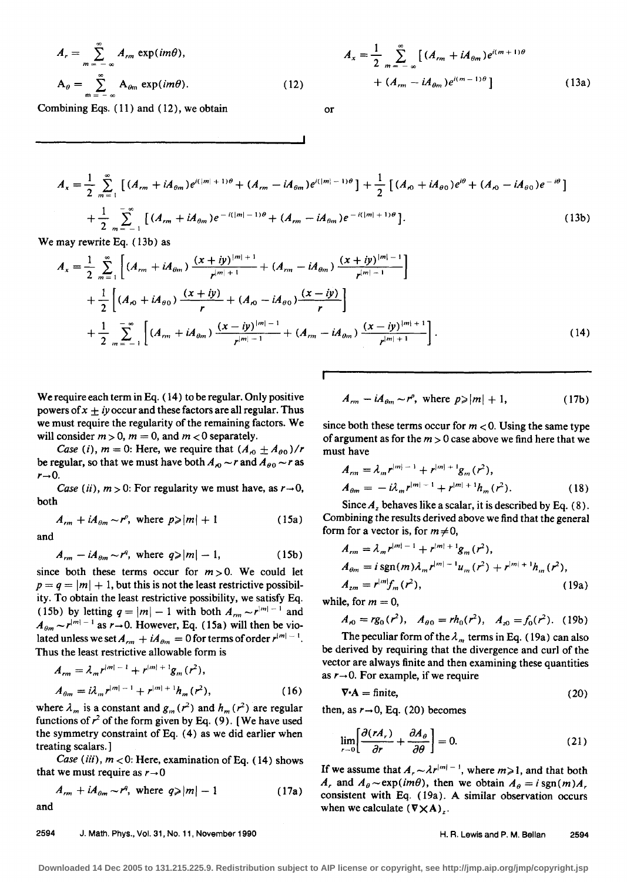$$A_r = \sum_{m=-\infty}^{\infty} A_{rm} \exp(im\theta),$$

$$A_\theta = \sum_{m=-\infty}^{\infty} A_{\theta m} \exp(im\theta). \tag{12}$$

Combining Eqs. (11) and (12), we obtain

$$A_x = \frac{1}{2} \sum_{m=-\infty}^{\infty} \left[ (A_{rm} + iA_{\theta m}) e^{i(m+1)\theta} + (A_{rm} - iA_{\theta m}) e^{i(m-1)\theta} \right] \tag{13a}$$

or

$$A_x = \frac{1}{2} \sum_{m=1}^{\infty} \left[ (A_{rm} + iA_{\theta m}) e^{i(|m|+1)\theta} + (A_{rm} - iA_{\theta m}) e^{i(|m|-1)\theta} \right] + \frac{1}{2} \left[ (A_{r0} + iA_{\theta 0}) e^{i\theta} + (A_{r0} - iA_{\theta 0}) e^{-i\theta} \right]$$
$$+ \frac{1}{2} \sum_{m=-1}^{-\infty} \left[ (A_{rm} + iA_{\theta m}) e^{-i(|m|-1)\theta} + (A_{rm} - iA_{\theta m}) e^{-i(|m|+1)\theta} \right]. \tag{13b}$$

We may rewrite Eq. (13b) as

$$A_x = \frac{1}{2} \sum_{m=1}^{\infty} \left[ (A_{rm} + iA_{\theta m}) \frac{(x+iy)^{|m|+1}}{r^{|m|+1}} + (A_{rm} - iA_{\theta m}) \frac{(x+iy)^{|m|-1}}{r^{|m|-1}} \right]$$
$$+ \frac{1}{2} \left[ (A_{r0} + iA_{\theta 0}) \frac{(x+iy)}{r} + (A_{r0} - iA_{\theta 0}) \frac{(x-iy)}{r} \right]$$
$$+ \frac{1}{2} \sum_{m=-1}^{-\infty} \left[ (A_{rm} + iA_{\theta m}) \frac{(x-iy)^{|m|-1}}{r^{|m|-1}} + (A_{rm} - iA_{\theta m}) \frac{(x-iy)^{|m|+1}}{r^{|m|+1}} \right]. \tag{14}$$

We require each term in Eq. (14) to be regular. Only positive powers of $x \pm iy$ occur and these factors are all regular. Thus we must require the regularity of the remaining factors. We will consider $m > 0$, $m = 0$, and $m < 0$ separately.

*Case* (*i*), $m = 0$: Here, we require that $(A_{r0} \pm A_{\theta 0})/r$ be regular, so that we must have both $A_{r0} \sim r$ and $A_{\theta 0} \sim r$ as $r \to 0$.

*Case* (*ii*), $m > 0$: For regularity we must have, as $r \to 0$, both

$$A_{rm} + iA_{\theta m} \sim r^p, \text{ where } p \geqslant |m| + 1 \tag{15a}$$

and

$$A_{rm} - iA_{\theta m} \sim r^q, \text{ where } q \geqslant |m| - 1, \tag{15b}$$

since both these terms occur for $m > 0$. We could let $p = q = |m| + 1$, but this is not the least restrictive possibility. To obtain the least restrictive possibility, we satisfy Eq. (15b) by letting $q = |m| - 1$ with both $A_{rm} \sim r^{|m|-1}$ and $A_{\theta m} \sim r^{|m|-1}$ as $r \to 0$. However, Eq. (15a) will then be violated unless we set $A_{rm} + iA_{\theta m} = 0$ for terms of order $r^{|m|-1}$. Thus the least restrictive allowable form is

$$A_{rm} = \lambda_m r^{|m|-1} + r^{|m|+1} g_m(r^2),$$
$$A_{\theta m} = i\lambda_m r^{|m|-1} + r^{|m|+1} h_m(r^2), \tag{16}$$

where $\lambda_m$ is a constant and $g_m(r^2)$ and $h_m(r^2)$ are regular functions of $r^2$ of the form given by Eq. (9). [We have used the symmetry constraint of Eq. (4) as we did earlier when treating scalars.]

*Case* (*iii*), $m < 0$: Here, examination of Eq. (14) shows that we must require as $r \to 0$

$$A_{rm} + iA_{\theta m} \sim r^q, \text{ where } q \geqslant |m| - 1 \tag{17a}$$

and

$$A_{rm} - iA_{\theta m} \sim r^p, \text{ where } p \geqslant |m| + 1, \tag{17b}$$

since both these terms occur for $m < 0$. Using the same type of argument as for the $m > 0$ case above we find here that we must have

$$A_{rm} = \lambda_m r^{|m|-1} + r^{|m|+1} g_m(r^2),$$
$$A_{\theta m} = -i\lambda_m r^{|m|-1} + r^{|m|+1} h_m(r^2). \tag{18}$$

Since $A_z$ behaves like a scalar, it is described by Eq. (8). Combining the results derived above we find that the general form for a vector is, for $m \neq 0$,

$$A_{rm} = \lambda_m r^{|m|-1} + r^{|m|+1} g_m(r^2),$$
$$A_{\theta m} = i \,\mathrm{sgn}(m) \lambda_m r^{|m|-1} u_m(r^2) + r^{|m|+1} h_m(r^2),$$
$$A_{zm} = r^{|m|} f_m(r^2), \tag{19a}$$

while, for $m = 0$,

$$A_{r0} = r g_0(r^2), \quad A_{\theta 0} = r h_0(r^2), \quad A_{z0} = f_0(r^2). \tag{19b}$$

The peculiar form of the $\lambda_m$ terms in Eq. (19a) can also be derived by requiring that the divergence and curl of the vector are always finite and then examining these quantities as $r \to 0$. For example, if we require

$$\nabla \cdot \mathbf{A} = \text{finite}, \tag{20}$$

then, as $r \to 0$, Eq. (20) becomes

$$\lim_{r \to 0} \left[ \frac{\partial (rA_r)}{\partial r} + \frac{\partial A_\theta}{\partial \theta} \right] = 0. \tag{21}$$

If we assume that $A_r \sim \lambda r^{|m|-1}$, where $m \geqslant 1$, and that both $A_r$ and $A_\theta \sim \exp(im\theta)$, then we obtain $A_\theta = i \,\mathrm{sgn}(m) A_r$ consistent with Eq. (19a). A similar observation occurs when we calculate $(\nabla \times \mathbf{A})_z$.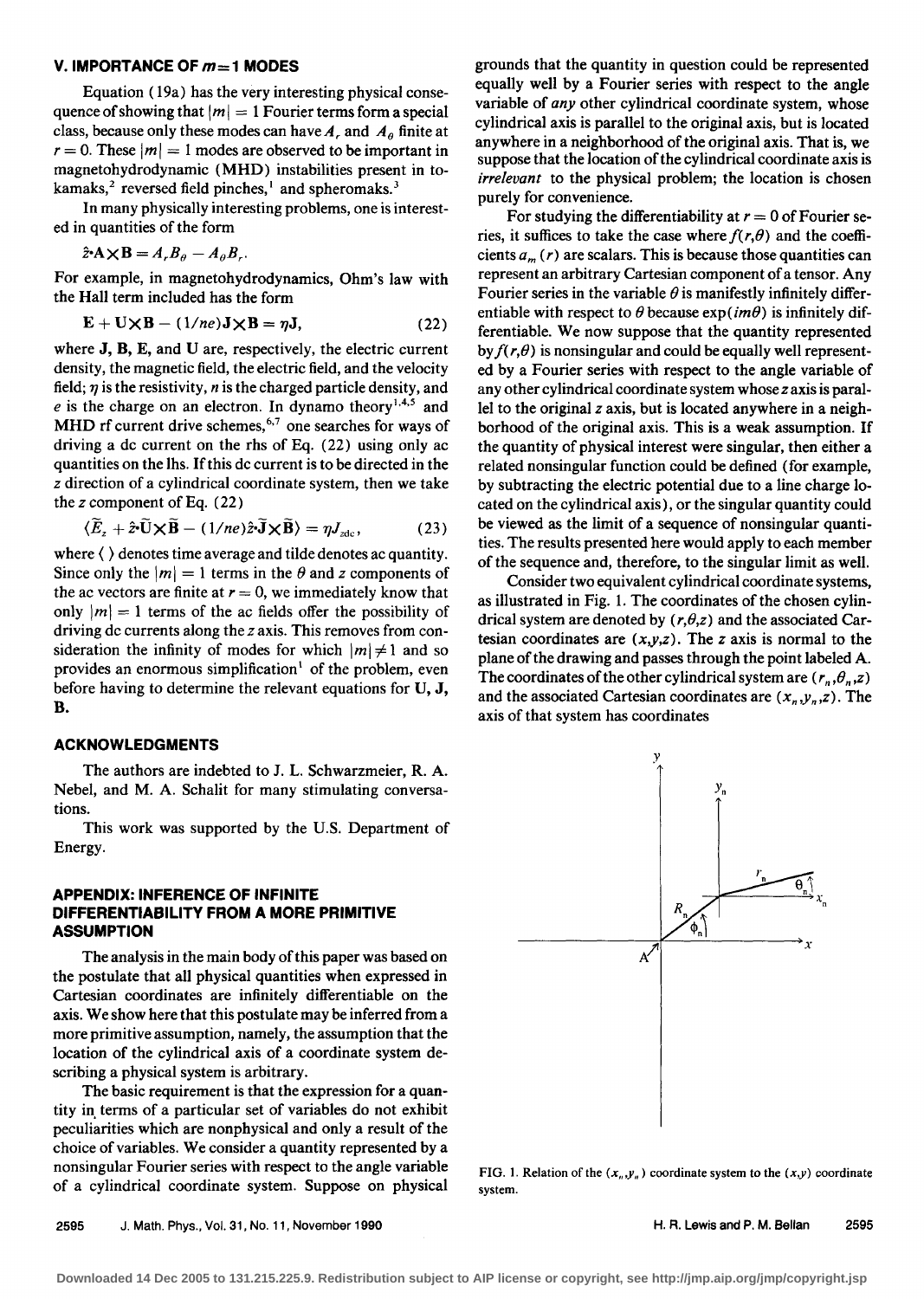## V. IMPORTANCE OF $m = 1$ MODES

Equation (19a) has the very interesting physical consequence of showing that $|m| = 1$ Fourier terms form a special class, because only these modes can have $A_r$ and $A_\theta$ finite at $r = 0$. These $|m| = 1$ modes are observed to be important in magnetohydrodynamic (MHD) instabilities present in tokamaks,[2] reversed field pinches,[1] and spheromaks.[3]

In many physically interesting problems, one is interested in quantities of the form

$$\hat{z}\cdot\mathbf{A}\times\mathbf{B} = A_r B_\theta - A_\theta B_r.$$

For example, in magnetohydrodynamics, Ohm's law with the Hall term included has the form

$$\mathbf{E} + \mathbf{U}\times\mathbf{B} - (1/ne)\mathbf{J}\times\mathbf{B} = \eta\mathbf{J}, \tag{22}$$

where $\mathbf{J}$, $\mathbf{B}$, $\mathbf{E}$, and $\mathbf{U}$ are, respectively, the electric current density, the magnetic field, the electric field, and the velocity field; $\eta$ is the resistivity, $n$ is the charged particle density, and $e$ is the charge on an electron. In dynamo theory[1,4,5] and MHD rf current drive schemes,[6,7] one searches for ways of driving a dc current on the rhs of Eq. (22) using only ac quantities on the lhs. If this dc current is to be directed in the $z$ direction of a cylindrical coordinate system, then we take the $z$ component of Eq. (22)

$$\langle \tilde{E}_z + \hat{z}\cdot\tilde{\mathbf{U}}\times\tilde{\mathbf{B}} - (1/ne)\hat{z}\cdot\tilde{\mathbf{J}}\times\tilde{\mathbf{B}}\rangle = \eta J_{z\text{dc}}, \tag{23}$$

where $\langle\ \rangle$ denotes time average and tilde denotes ac quantity. Since only the $|m| = 1$ terms in the $\theta$ and $z$ components of the ac vectors are finite at $r = 0$, we immediately know that only $|m| = 1$ terms of the ac fields offer the possibility of driving dc currents along the $z$ axis. This removes from consideration the infinity of modes for which $|m| \neq 1$ and so provides an enormous simplification[1] of the problem, even before having to determine the relevant equations for $\mathbf{U}$, $\mathbf{J}$, $\mathbf{B}$.

## ACKNOWLEDGMENTS

The authors are indebted to J. L. Schwarzmeier, R. A. Nebel, and M. A. Schalit for many stimulating conversations.

This work was supported by the U.S. Department of Energy.

## APPENDIX: INFERENCE OF INFINITE DIFFERENTIABILITY FROM A MORE PRIMITIVE ASSUMPTION

The analysis in the main body of this paper was based on the postulate that all physical quantities when expressed in Cartesian coordinates are infinitely differentiable on the axis. We show here that this postulate may be inferred from a more primitive assumption, namely, the assumption that the location of the cylindrical axis of a coordinate system describing a physical system is arbitrary.

The basic requirement is that the expression for a quantity in terms of a particular set of variables do not exhibit peculiarities which are nonphysical and only a result of the choice of variables. We consider a quantity represented by a nonsingular Fourier series with respect to the angle variable of a cylindrical coordinate system. Suppose on physical grounds that the quantity in question could be represented equally well by a Fourier series with respect to the angle variable of *any* other cylindrical coordinate system, whose cylindrical axis is parallel to the original axis, but is located anywhere in a neighborhood of the original axis. That is, we suppose that the location of the cylindrical coordinate axis is *irrelevant* to the physical problem; the location is chosen purely for convenience.

For studying the differentiability at $r = 0$ of Fourier series, it suffices to take the case where $f(r,\theta)$ and the coefficients $a_m(r)$ are scalars. This is because those quantities can represent an arbitrary Cartesian component of a tensor. Any Fourier series in the variable $\theta$ is manifestly infinitely differentiable with respect to $\theta$ because $\exp(im\theta)$ is infinitely differentiable. We now suppose that the quantity represented by $f(r,\theta)$ is nonsingular and could be equally well represented by a Fourier series with respect to the angle variable of any other cylindrical coordinate system whose $z$ axis is parallel to the original $z$ axis, but is located anywhere in a neighborhood of the original axis. This is a weak assumption. If the quantity of physical interest were singular, then either a related nonsingular function could be defined (for example, by subtracting the electric potential due to a line charge located on the cylindrical axis), or the singular quantity could be viewed as the limit of a sequence of nonsingular quantities. The results presented here would apply to each member of the sequence and, therefore, to the singular limit as well.

Consider two equivalent cylindrical coordinate systems, as illustrated in Fig. 1. The coordinates of the chosen cylindrical system are denoted by $(r,\theta,z)$ and the associated Cartesian coordinates are $(x,y,z)$. The $z$ axis is normal to the plane of the drawing and passes through the point labeled A. The coordinates of the other cylindrical system are $(r_n,\theta_n,z)$ and the associated Cartesian coordinates are $(x_n,y_n,z)$. The axis of that system has coordinates

FIG. 1. Relation of the $(x_n,y_n)$ coordinate system to the $(x,y)$ coordinate system.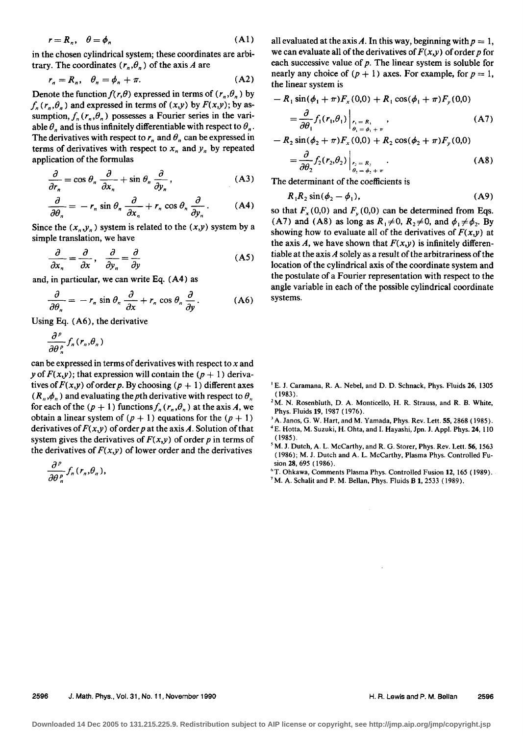$$r = R_n, \quad \theta = \phi_n \tag{A1}$$

in the chosen cylindrical system; these coordinates are arbitrary. The coordinates $(r_n, \theta_n)$ of the axis $A$ are

$$r_n = R_n, \quad \theta_n = \phi_n + \pi. \tag{A2}$$

Denote the function $f(r,\theta)$ expressed in terms of $(r_n, \theta_n)$ by $f_n(r_n, \theta_n)$ and expressed in terms of $(x,y)$ by $F(x,y)$; by assumption, $f_n(r_n, \theta_n)$ possesses a Fourier series in the variable $\theta_n$ and is thus infinitely differentiable with respect to $\theta_n$. The derivatives with respect to $r_n$ and $\theta_n$ can be expressed in terms of derivatives with respect to $x_n$ and $y_n$ by repeated application of the formulas

$$\frac{\partial}{\partial r_n} = \cos\theta_n \frac{\partial}{\partial x_n} + \sin\theta_n \frac{\partial}{\partial y_n}, \tag{A3}$$

$$\frac{\partial}{\partial \theta_n} = -r_n \sin\theta_n \frac{\partial}{\partial x_n} + r_n \cos\theta_n \frac{\partial}{\partial y_n}. \tag{A4}$$

Since the $(x_n, y_n)$ system is related to the $(x,y)$ system by a simple translation, we have

$$\frac{\partial}{\partial x_n} = \frac{\partial}{\partial x}, \quad \frac{\partial}{\partial y_n} = \frac{\partial}{\partial y} \tag{A5}$$

and, in particular, we can write Eq. (A4) as

$$\frac{\partial}{\partial \theta_n} = -r_n \sin\theta_n \frac{\partial}{\partial x} + r_n \cos\theta_n \frac{\partial}{\partial y}. \tag{A6}$$

Using Eq. (A6), the derivative

$$\frac{\partial^p}{\partial \theta_n^p} f_n(r_n, \theta_n)$$

can be expressed in terms of derivatives with respect to $x$ and $y$ of $F(x,y)$; that expression will contain the $(p+1)$ derivatives of $F(x,y)$ of order $p$. By choosing $(p+1)$ different axes $(R_n, \phi_n)$ and evaluating the $p$th derivative with respect to $\theta_n$ for each of the $(p+1)$ functions $f_n(r_n, \theta_n)$ at the axis $A$, we obtain a linear system of $(p+1)$ equations for the $(p+1)$ derivatives of $F(x,y)$ of order $p$ at the axis $A$. Solution of that system gives the derivatives of $F(x,y)$ of order $p$ in terms of the derivatives of $F(x,y)$ of lower order and the derivatives

$$\frac{\partial^p}{\partial \theta_n^p} f_n(r_n, \theta_n),$$

all evaluated at the axis $A$. In this way, beginning with $p = 1$, we can evaluate all of the derivatives of $F(x,y)$ of order $p$ for each successive value of $p$. The linear system is soluble for nearly any choice of $(p+1)$ axes. For example, for $p = 1$, the linear system is

$$-R_1 \sin(\phi_1 + \pi) F_x(0,0) + R_1 \cos(\phi_1 + \pi) F_y(0,0) = \frac{\partial}{\partial \theta_1} f_1(r_1, \theta_1)\Big|_{\substack{r_1 = R_1 \\ \theta_1 = \phi_1 + \pi}}, \tag{A7}$$

$$-R_2 \sin(\phi_2 + \pi) F_x(0,0) + R_2 \cos(\phi_2 + \pi) F_y(0,0) = \frac{\partial}{\partial \theta_2} f_2(r_2, \theta_2)\Big|_{\substack{r_2 = R_2 \\ \theta_2 = \phi_2 + \pi}}. \tag{A8}$$

The determinant of the coefficients is

$$R_1 R_2 \sin(\phi_2 - \phi_1), \tag{A9}$$

so that $F_x(0,0)$ and $F_y(0,0)$ can be determined from Eqs. (A7) and (A8) as long as $R_1 \neq 0$, $R_2 \neq 0$, and $\phi_1 \neq \phi_2$. By showing how to evaluate all of the derivatives of $F(x,y)$ at the axis $A$, we have shown that $F(x,y)$ is infinitely differentiable at the axis $A$ solely as a result of the arbitrariness of the location of the cylindrical axis of the coordinate system and the postulate of a Fourier representation with respect to the angle variable in each of the possible cylindrical coordinate systems.

[1] E. J. Caramana, R. A. Nebel, and D. D. Schnack, Phys. Fluids **26**, 1305 (1983).

[2] M. N. Rosenbluth, D. A. Monticello, H. R. Strauss, and R. B. White, Phys. Fluids **19**, 1987 (1976).

[3] A. Janos, G. W. Hart, and M. Yamada, Phys. Rev. Lett. **55**, 2868 (1985).

[4] E. Hotta, M. Suzuki, H. Ohta, and I. Hayashi, Jpn. J. Appl. Phys. **24**, 110 (1985).

[5] M. J. Dutch, A. L. McCarthy, and R. G. Storer, Phys. Rev. Lett. **56**, 1563 (1986); M. J. Dutch and A. L. McCarthy, Plasma Phys. Controlled Fusion **28**, 695 (1986).

[6] T. Ohkawa, Comments Plasma Phys. Controlled Fusion **12**, 165 (1989).

[7] M. A. Schalit and P. M. Bellan, Phys. Fluids B **1**, 2533 (1989).